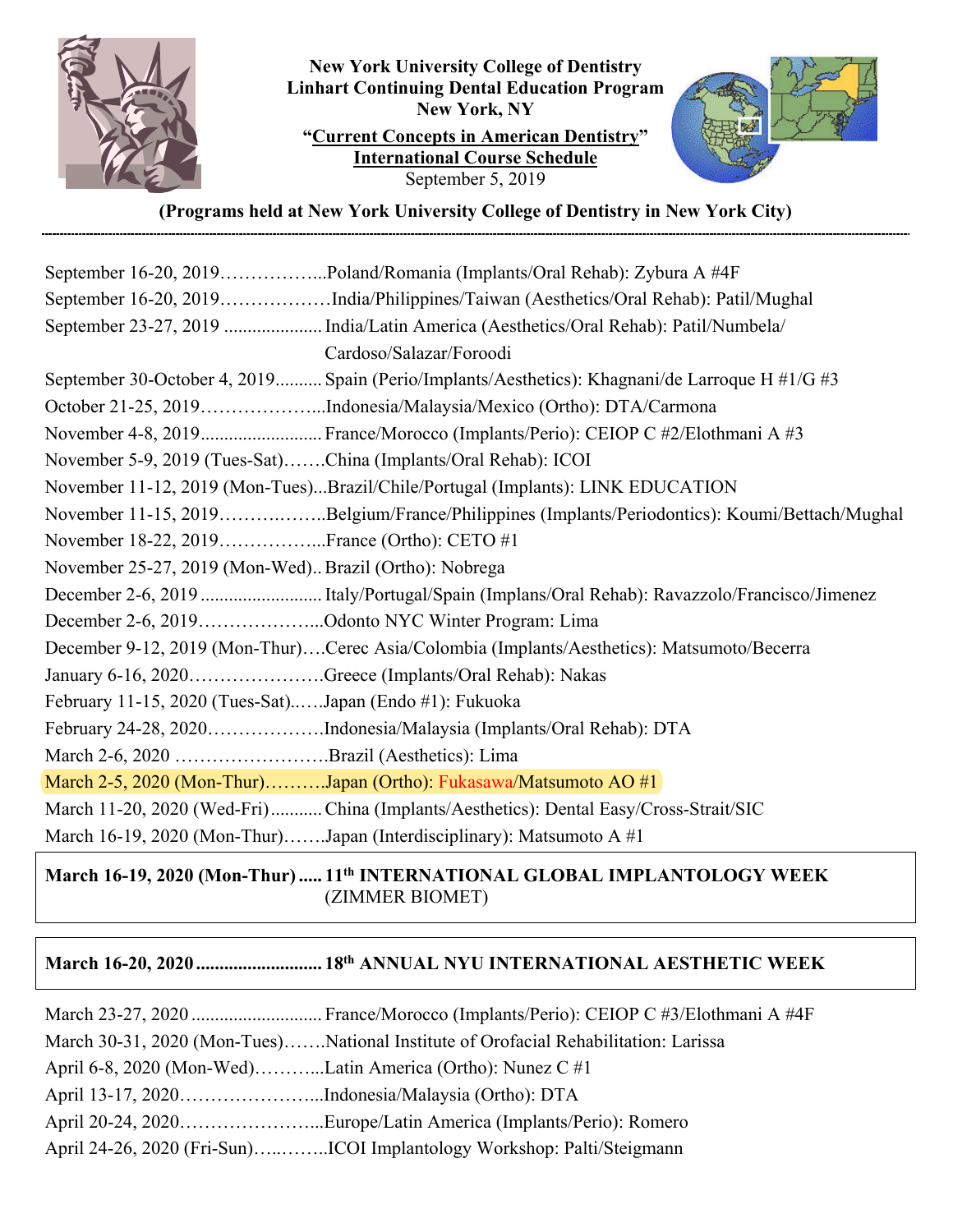**New York University College of Dentistry**
**Linhart Continuing Dental Education Program**
**New York, NY**

**"Current Concepts in American Dentistry"**
**International Course Schedule**
September 5, 2019

**(Programs held at New York University College of Dentistry in New York City)**

---

September 16-20, 2019……………...Poland/Romania (Implants/Oral Rehab): Zybura A #4F
September 16-20, 2019………………India/Philippines/Taiwan (Aesthetics/Oral Rehab): Patil/Mughal
September 23-27, 2019 .................... India/Latin America (Aesthetics/Oral Rehab): Patil/Numbela/Cardoso/Salazar/Foroodi
September 30-October 4, 2019.......... Spain (Perio/Implants/Aesthetics): Khagnani/de Larroque H #1/G #3
October 21-25, 2019………………...Indonesia/Malaysia/Mexico (Ortho): DTA/Carmona
November 4-8, 2019......................... France/Morocco (Implants/Perio): CEIOP C #2/Elothmani A #3
November 5-9, 2019 (Tues-Sat)…….China (Implants/Oral Rehab): ICOI
November 11-12, 2019 (Mon-Tues)...Brazil/Chile/Portugal (Implants): LINK EDUCATION
November 11-15, 2019…….……..Belgium/France/Philippines (Implants/Periodontics): Koumi/Bettach/Mughal
November 18-22, 2019……………...France (Ortho): CETO #1
November 25-27, 2019 (Mon-Wed).. Brazil (Ortho): Nobrega
December 2-6, 2019 ......................... Italy/Portugal/Spain (Implans/Oral Rehab): Ravazzolo/Francisco/Jimenez
December 2-6, 2019………………...Odonto NYC Winter Program: Lima
December 9-12, 2019 (Mon-Thur)….Cerec Asia/Colombia (Implants/Aesthetics): Matsumoto/Becerra
January 6-16, 2020………………….Greece (Implants/Oral Rehab): Nakas
February 11-15, 2020 (Tues-Sat)..….Japan (Endo #1): Fukuoka
February 24-28, 2020……………….Indonesia/Malaysia (Implants/Oral Rehab): DTA
March 2-6, 2020 …………………….Brazil (Aesthetics): Lima
March 2-5, 2020 (Mon-Thur)……….Japan (Ortho): Fukasawa/Matsumoto AO #1
March 11-20, 2020 (Wed-Fri)........... China (Implants/Aesthetics): Dental Easy/Cross-Strait/SIC
March 16-19, 2020 (Mon-Thur)…….Japan (Interdisciplinary): Matsumoto A #1

**March 16-19, 2020 (Mon-Thur) ..... 11th INTERNATIONAL GLOBAL IMPLANTOLOGY WEEK** (ZIMMER BIOMET)

**March 16-20, 2020 .......................... 18th ANNUAL NYU INTERNATIONAL AESTHETIC WEEK**

March 23-27, 2020 ........................... France/Morocco (Implants/Perio): CEIOP C #3/Elothmani A #4F
March 30-31, 2020 (Mon-Tues)…….National Institute of Orofacial Rehabilitation: Larissa
April 6-8, 2020 (Mon-Wed)………...Latin America (Ortho): Nunez C #1
April 13-17, 2020…………………...Indonesia/Malaysia (Ortho): DTA
April 20-24, 2020…………………...Europe/Latin America (Implants/Perio): Romero
April 24-26, 2020 (Fri-Sun)…..……..ICOI Implantology Workshop: Palti/Steigmann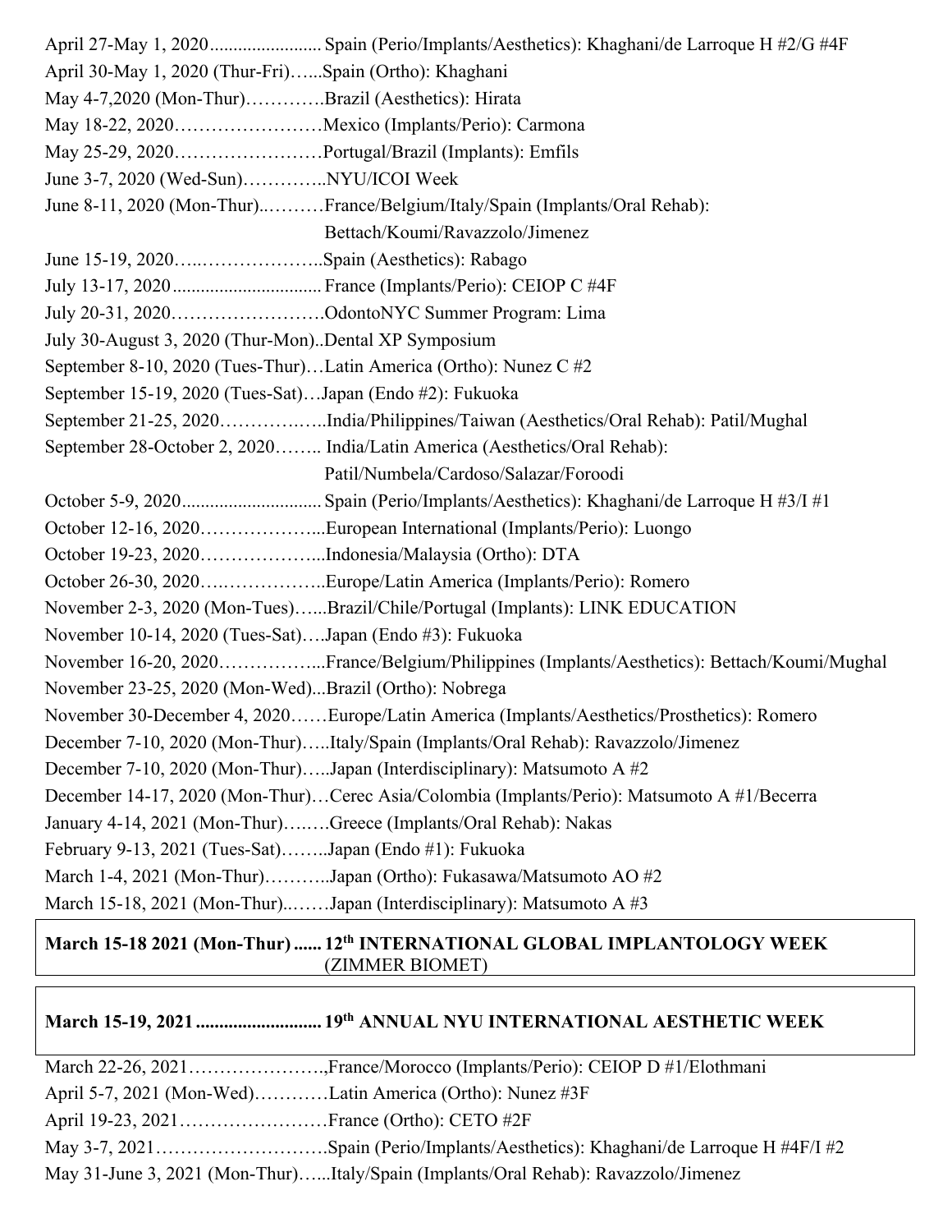April 27-May 1, 2020........................ Spain (Perio/Implants/Aesthetics): Khaghani/de Larroque H #2/G #4F

April 30-May 1, 2020 (Thur-Fri)…...Spain (Ortho): Khaghani

May 4-7,2020 (Mon-Thur)………….Brazil (Aesthetics): Hirata

May 18-22, 2020……………………Mexico (Implants/Perio): Carmona

May 25-29, 2020……………………Portugal/Brazil (Implants): Emfils

June 3-7, 2020 (Wed-Sun)…………..NYU/ICOI Week

June 8-11, 2020 (Mon-Thur)..………France/Belgium/Italy/Spain (Implants/Oral Rehab): Bettach/Koumi/Ravazzolo/Jimenez

June 15-19, 2020…..………………..Spain (Aesthetics): Rabago

July 13-17, 2020................................ France (Implants/Perio): CEIOP C #4F

July 20-31, 2020…………………….OdontoNYC Summer Program: Lima

July 30-August 3, 2020 (Thur-Mon)..Dental XP Symposium

September 8-10, 2020 (Tues-Thur)…Latin America (Ortho): Nunez C #2

September 15-19, 2020 (Tues-Sat)…Japan (Endo #2): Fukuoka

September 21-25, 2020……………..India/Philippines/Taiwan (Aesthetics/Oral Rehab): Patil/Mughal

September 28-October 2, 2020…….. India/Latin America (Aesthetics/Oral Rehab): Patil/Numbela/Cardoso/Salazar/Foroodi

October 5-9, 2020.............................. Spain (Perio/Implants/Aesthetics): Khaghani/de Larroque H #3/I #1

October 12-16, 2020………………...European International (Implants/Perio): Luongo

October 19-23, 2020………………...Indonesia/Malaysia (Ortho): DTA

October 26-30, 2020…..……………..Europe/Latin America (Implants/Perio): Romero

November 2-3, 2020 (Mon-Tues)…...Brazil/Chile/Portugal (Implants): LINK EDUCATION

November 10-14, 2020 (Tues-Sat)….Japan (Endo #3): Fukuoka

November 16-20, 2020……………...France/Belgium/Philippines (Implants/Aesthetics): Bettach/Koumi/Mughal

November 23-25, 2020 (Mon-Wed)...Brazil (Ortho): Nobrega

November 30-December 4, 2020……Europe/Latin America (Implants/Aesthetics/Prosthetics): Romero

December 7-10, 2020 (Mon-Thur)…..Italy/Spain (Implants/Oral Rehab): Ravazzolo/Jimenez

December 7-10, 2020 (Mon-Thur)…..Japan (Interdisciplinary): Matsumoto A #2

December 14-17, 2020 (Mon-Thur)…Cerec Asia/Colombia (Implants/Perio): Matsumoto A #1/Becerra

January 4-14, 2021 (Mon-Thur)….….Greece (Implants/Oral Rehab): Nakas

February 9-13, 2021 (Tues-Sat)……..Japan (Endo #1): Fukuoka

March 1-4, 2021 (Mon-Thur)………..Japan (Ortho): Fukasawa/Matsumoto AO #2

March 15-18, 2021 (Mon-Thur)..……Japan (Interdisciplinary): Matsumoto A #3

**March 15-18 2021 (Mon-Thur) ...... 12th INTERNATIONAL GLOBAL IMPLANTOLOGY WEEK** (ZIMMER BIOMET)

**March 15-19, 2021 .......................... 19th ANNUAL NYU INTERNATIONAL AESTHETIC WEEK**

March 22-26, 2021…………………,France/Morocco (Implants/Perio): CEIOP D #1/Elothmani

April 5-7, 2021 (Mon-Wed)…………Latin America (Ortho): Nunez #3F

April 19-23, 2021……………………France (Ortho): CETO #2F

May 3-7, 2021………………………Spain (Perio/Implants/Aesthetics): Khaghani/de Larroque H #4F/I #2

May 31-June 3, 2021 (Mon-Thur)…...Italy/Spain (Implants/Oral Rehab): Ravazzolo/Jimenez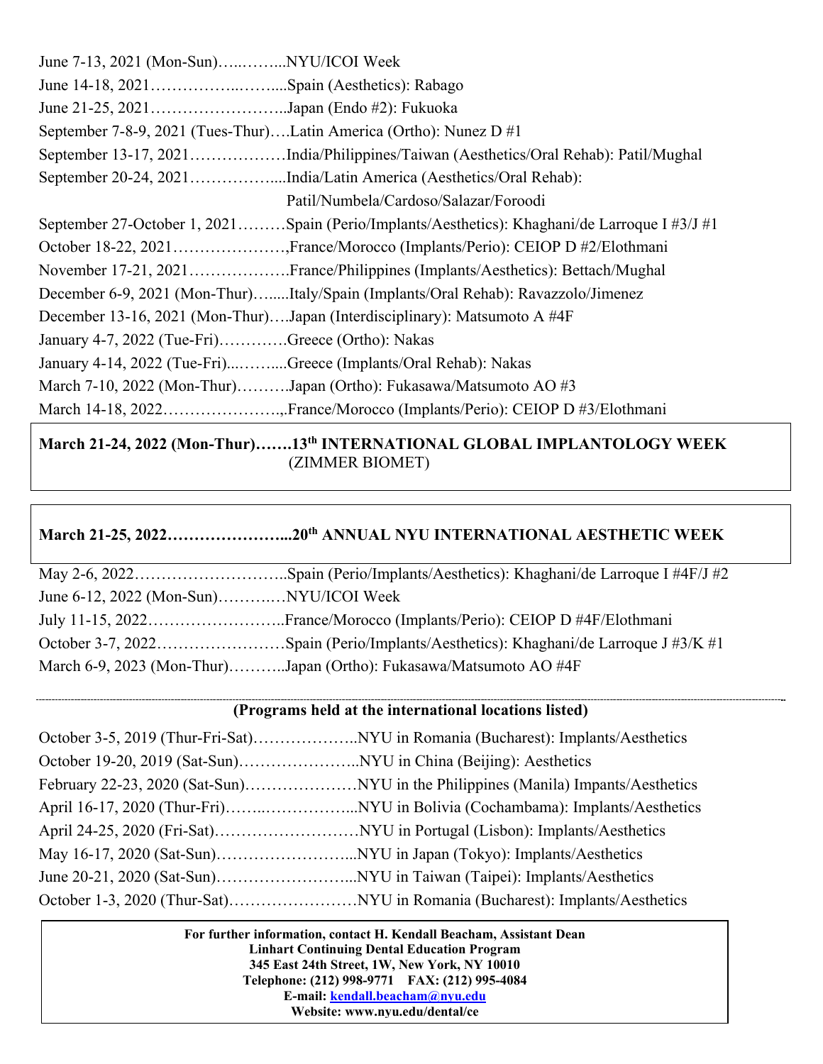June 7-13, 2021 (Mon-Sun)…..……...NYU/ICOI Week

June 14-18, 2021……………..……...Spain (Aesthetics): Rabago

June 21-25, 2021……………………..Japan (Endo #2): Fukuoka

September 7-8-9, 2021 (Tues-Thur)….Latin America (Ortho): Nunez D #1

September 13-17, 2021………………India/Philippines/Taiwan (Aesthetics/Oral Rehab): Patil/Mughal

September 20-24, 2021……………....India/Latin America (Aesthetics/Oral Rehab): Patil/Numbela/Cardoso/Salazar/Foroodi

September 27-October 1, 2021………Spain (Perio/Implants/Aesthetics): Khaghani/de Larroque I #3/J #1

October 18-22, 2021…………………,France/Morocco (Implants/Perio): CEIOP D #2/Elothmani

November 17-21, 2021……………….France/Philippines (Implants/Aesthetics): Bettach/Mughal

December 6-9, 2021 (Mon-Thur)…....Italy/Spain (Implants/Oral Rehab): Ravazzolo/Jimenez

December 13-16, 2021 (Mon-Thur)….Japan (Interdisciplinary): Matsumoto A #4F

January 4-7, 2022 (Tue-Fri)…………Greece (Ortho): Nakas

January 4-14, 2022 (Tue-Fri)...……....Greece (Implants/Oral Rehab): Nakas

March 7-10, 2022 (Mon-Thur)……….Japan (Ortho): Fukasawa/Matsumoto AO #3

March 14-18, 2022…………………..,France/Morocco (Implants/Perio): CEIOP D #3/Elothmani

**March 21-24, 2022 (Mon-Thur)…….13th INTERNATIONAL GLOBAL IMPLANTOLOGY WEEK**
(ZIMMER BIOMET)

**March 21-25, 2022…………………...20th ANNUAL NYU INTERNATIONAL AESTHETIC WEEK**

May 2-6, 2022………………………..Spain (Perio/Implants/Aesthetics): Khaghani/de Larroque I #4F/J #2

June 6-12, 2022 (Mon-Sun)……….…NYU/ICOI Week

July 11-15, 2022……………………..France/Morocco (Implants/Perio): CEIOP D #4F/Elothmani

October 3-7, 2022……………………Spain (Perio/Implants/Aesthetics): Khaghani/de Larroque J #3/K #1

March 6-9, 2023 (Mon-Thur)………..Japan (Ortho): Fukasawa/Matsumoto AO #4F

---

**(Programs held at the international locations listed)**

October 3-5, 2019 (Thur-Fri-Sat)………………..NYU in Romania (Bucharest): Implants/Aesthetics

October 19-20, 2019 (Sat-Sun)…………………..NYU in China (Beijing): Aesthetics

February 22-23, 2020 (Sat-Sun)…………………NYU in the Philippines (Manila) Impants/Aesthetics

April 16-17, 2020 (Thur-Fri)……..……………...NYU in Bolivia (Cochambama): Implants/Aesthetics

April 24-25, 2020 (Fri-Sat)………………………NYU in Portugal (Lisbon): Implants/Aesthetics

May 16-17, 2020 (Sat-Sun)……………………...NYU in Japan (Tokyo): Implants/Aesthetics

June 20-21, 2020 (Sat-Sun)……………………...NYU in Taiwan (Taipei): Implants/Aesthetics

October 1-3, 2020 (Thur-Sat)……………………NYU in Romania (Bucharest): Implants/Aesthetics

**For further information, contact H. Kendall Beacham, Assistant Dean**
**Linhart Continuing Dental Education Program**
**345 East 24th Street, 1W, New York, NY 10010**
**Telephone: (212) 998-9771 FAX: (212) 995-4084**
**E-mail: kendall.beacham@nyu.edu**
**Website: www.nyu.edu/dental/ce**